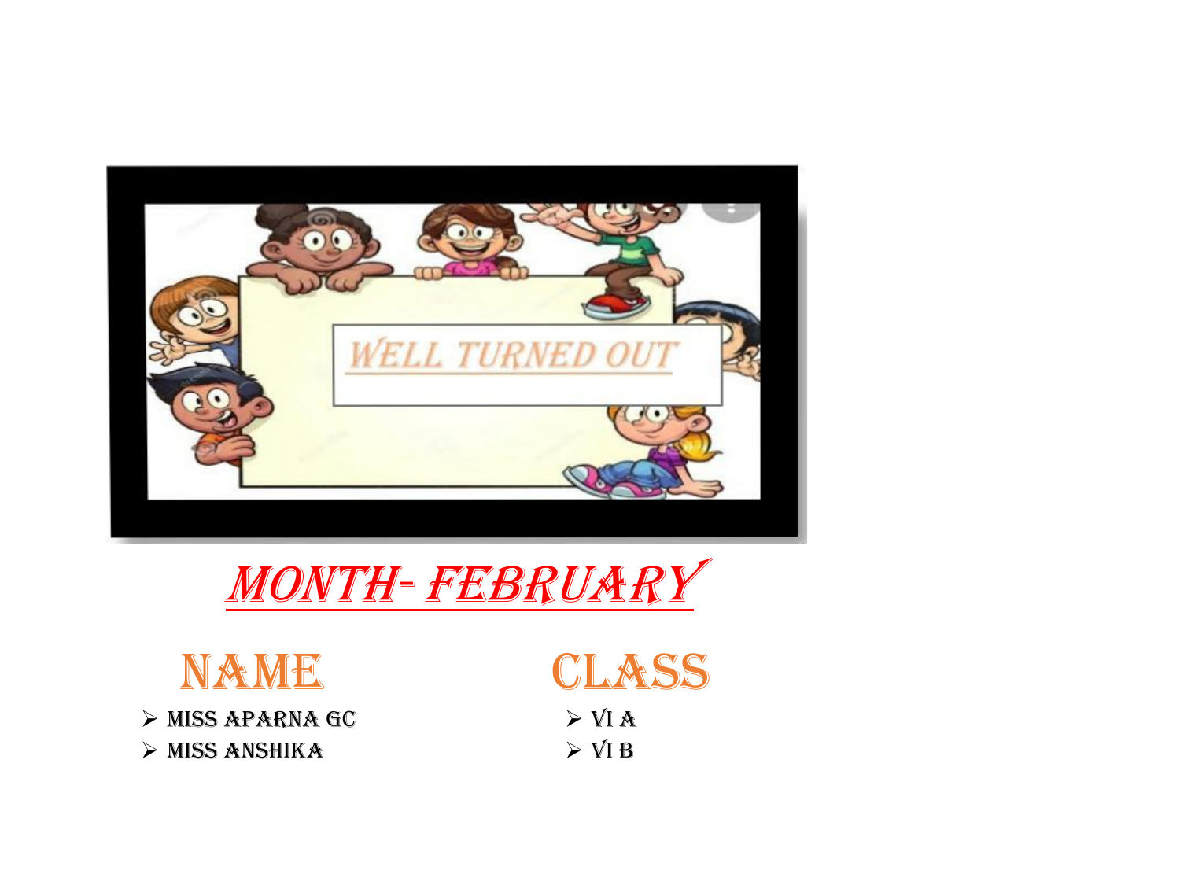WELL TURNED OUT

# MONTH- FEBRUARY

| NAME | CLASS |
| --- | --- |
| MISS APARNA GC | VI A |
| MISS ANSHIKA | VI B |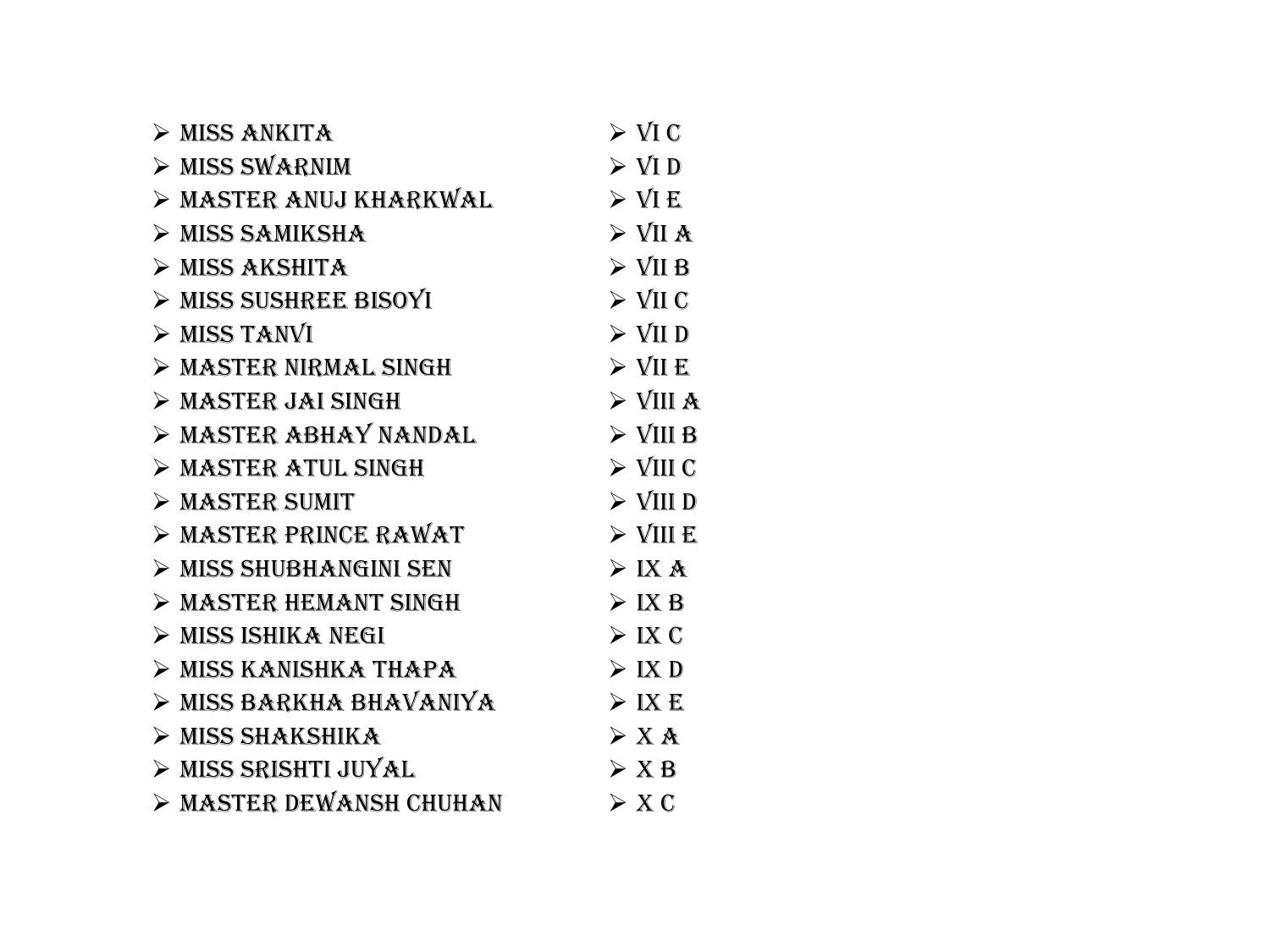| | |
|---|---|
| MISS ANKITA | VI C |
| MISS SWARNIM | VI D |
| MASTER ANUJ KHARKWAL | VI E |
| MISS SAMIKSHA | VII A |
| MISS AKSHITA | VII B |
| MISS SUSHREE BISOYI | VII C |
| MISS TANVI | VII D |
| MASTER NIRMAL SINGH | VII E |
| MASTER JAI SINGH | VIII A |
| MASTER ABHAY NANDAL | VIII B |
| MASTER ATUL SINGH | VIII C |
| MASTER SUMIT | VIII D |
| MASTER PRINCE RAWAT | VIII E |
| MISS SHUBHANGINI SEN | IX A |
| MASTER HEMANT SINGH | IX B |
| MISS ISHIKA NEGI | IX C |
| MISS KANISHKA THAPA | IX D |
| MISS BARKHA BHAVANIYA | IX E |
| MISS SHAKSHIKA | X A |
| MISS SRISHTI JUYAL | X B |
| MASTER DEWANSH CHUHAN | X C |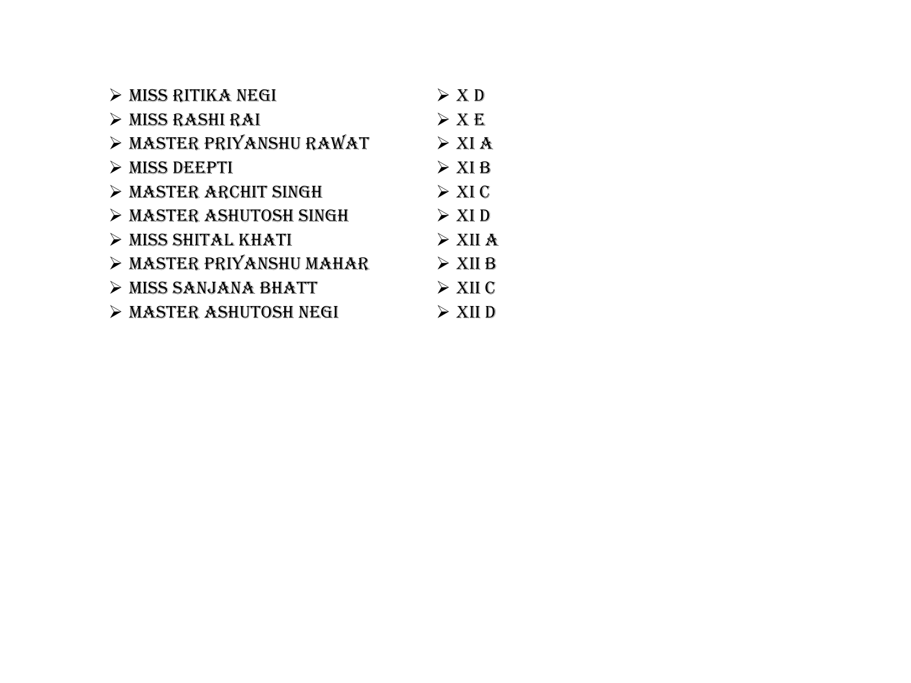| | |
|---|---|
| MISS RITIKA NEGI | X D |
| MISS RASHI RAI | X E |
| MASTER PRIYANSHU RAWAT | XI A |
| MISS DEEPTI | XI B |
| MASTER ARCHIT SINGH | XI C |
| MASTER ASHUTOSH SINGH | XI D |
| MISS SHITAL KHATI | XII A |
| MASTER PRIYANSHU MAHAR | XII B |
| MISS SANJANA BHATT | XII C |
| MASTER ASHUTOSH NEGI | XII D |